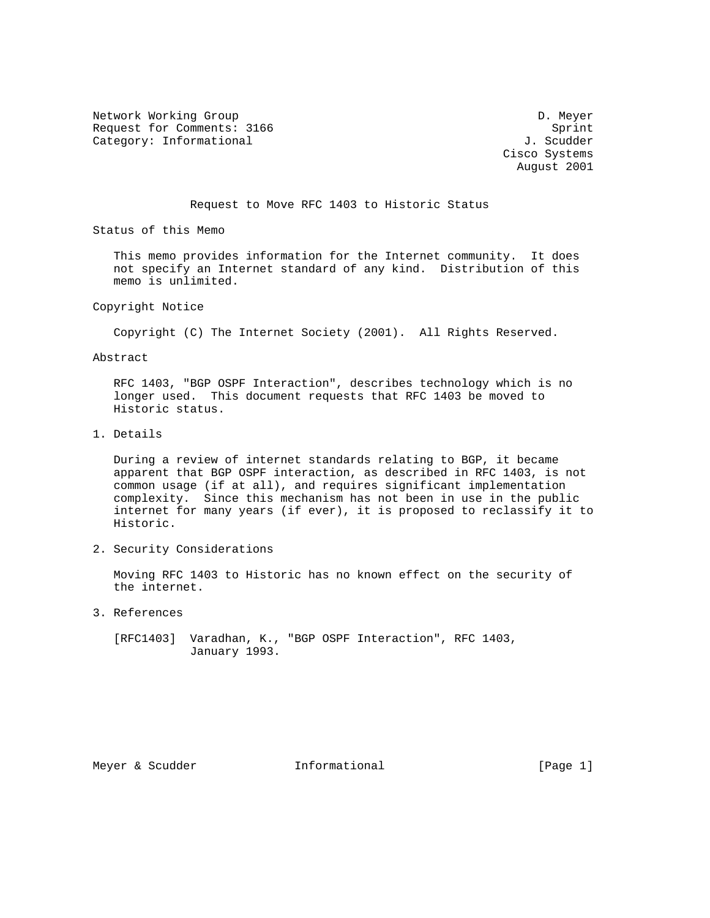Network Working Group D. Meyer
Request for Comments: 3166 Sprint
Category: Informational J. Scudder
Cisco Systems
August 2001

# Request to Move RFC 1403 to Historic Status

## Status of this Memo

This memo provides information for the Internet community. It does not specify an Internet standard of any kind. Distribution of this memo is unlimited.

## Copyright Notice

Copyright (C) The Internet Society (2001). All Rights Reserved.

## Abstract

RFC 1403, "BGP OSPF Interaction", describes technology which is no longer used. This document requests that RFC 1403 be moved to Historic status.

## 1. Details

During a review of internet standards relating to BGP, it became apparent that BGP OSPF interaction, as described in RFC 1403, is not common usage (if at all), and requires significant implementation complexity. Since this mechanism has not been in use in the public internet for many years (if ever), it is proposed to reclassify it to Historic.

## 2. Security Considerations

Moving RFC 1403 to Historic has no known effect on the security of the internet.

## 3. References

[RFC1403] Varadhan, K., "BGP OSPF Interaction", RFC 1403, January 1993.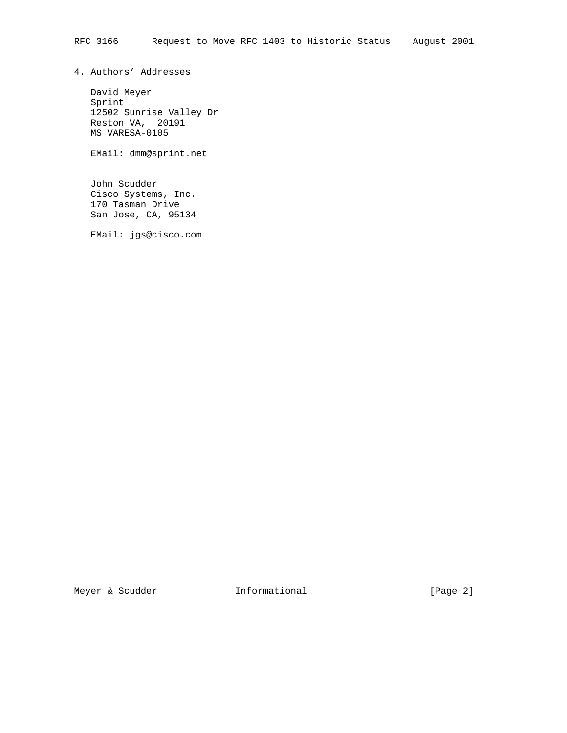## 4. Authors' Addresses

David Meyer
Sprint
12502 Sunrise Valley Dr
Reston VA,  20191
MS VARESA-0105

EMail: dmm@sprint.net

John Scudder
Cisco Systems, Inc.
170 Tasman Drive
San Jose, CA, 95134

EMail: jgs@cisco.com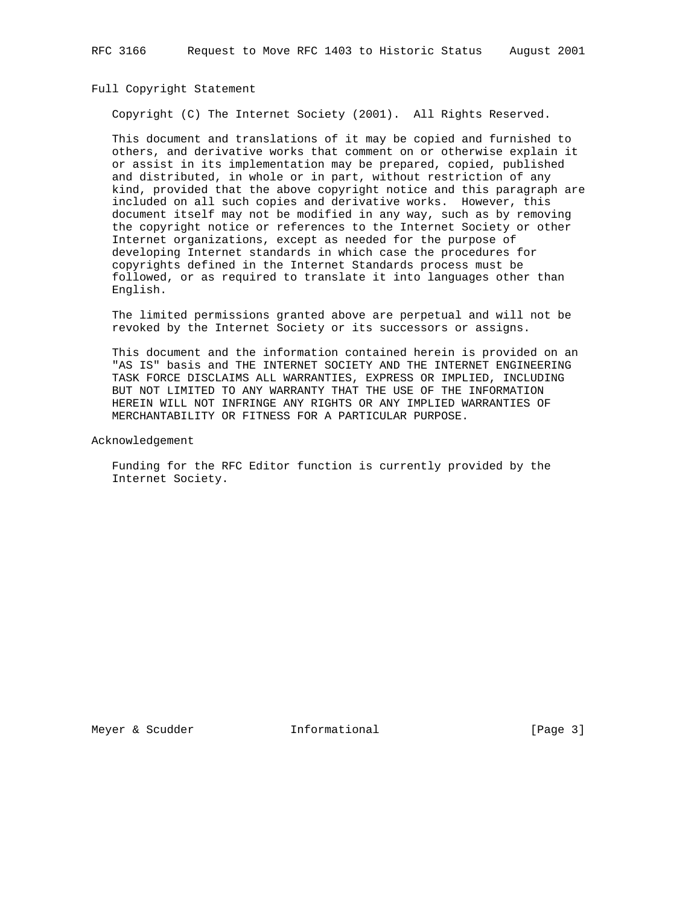## Full Copyright Statement

Copyright (C) The Internet Society (2001). All Rights Reserved.

This document and translations of it may be copied and furnished to others, and derivative works that comment on or otherwise explain it or assist in its implementation may be prepared, copied, published and distributed, in whole or in part, without restriction of any kind, provided that the above copyright notice and this paragraph are included on all such copies and derivative works. However, this document itself may not be modified in any way, such as by removing the copyright notice or references to the Internet Society or other Internet organizations, except as needed for the purpose of developing Internet standards in which case the procedures for copyrights defined in the Internet Standards process must be followed, or as required to translate it into languages other than English.

The limited permissions granted above are perpetual and will not be revoked by the Internet Society or its successors or assigns.

This document and the information contained herein is provided on an "AS IS" basis and THE INTERNET SOCIETY AND THE INTERNET ENGINEERING TASK FORCE DISCLAIMS ALL WARRANTIES, EXPRESS OR IMPLIED, INCLUDING BUT NOT LIMITED TO ANY WARRANTY THAT THE USE OF THE INFORMATION HEREIN WILL NOT INFRINGE ANY RIGHTS OR ANY IMPLIED WARRANTIES OF MERCHANTABILITY OR FITNESS FOR A PARTICULAR PURPOSE.

## Acknowledgement

Funding for the RFC Editor function is currently provided by the Internet Society.